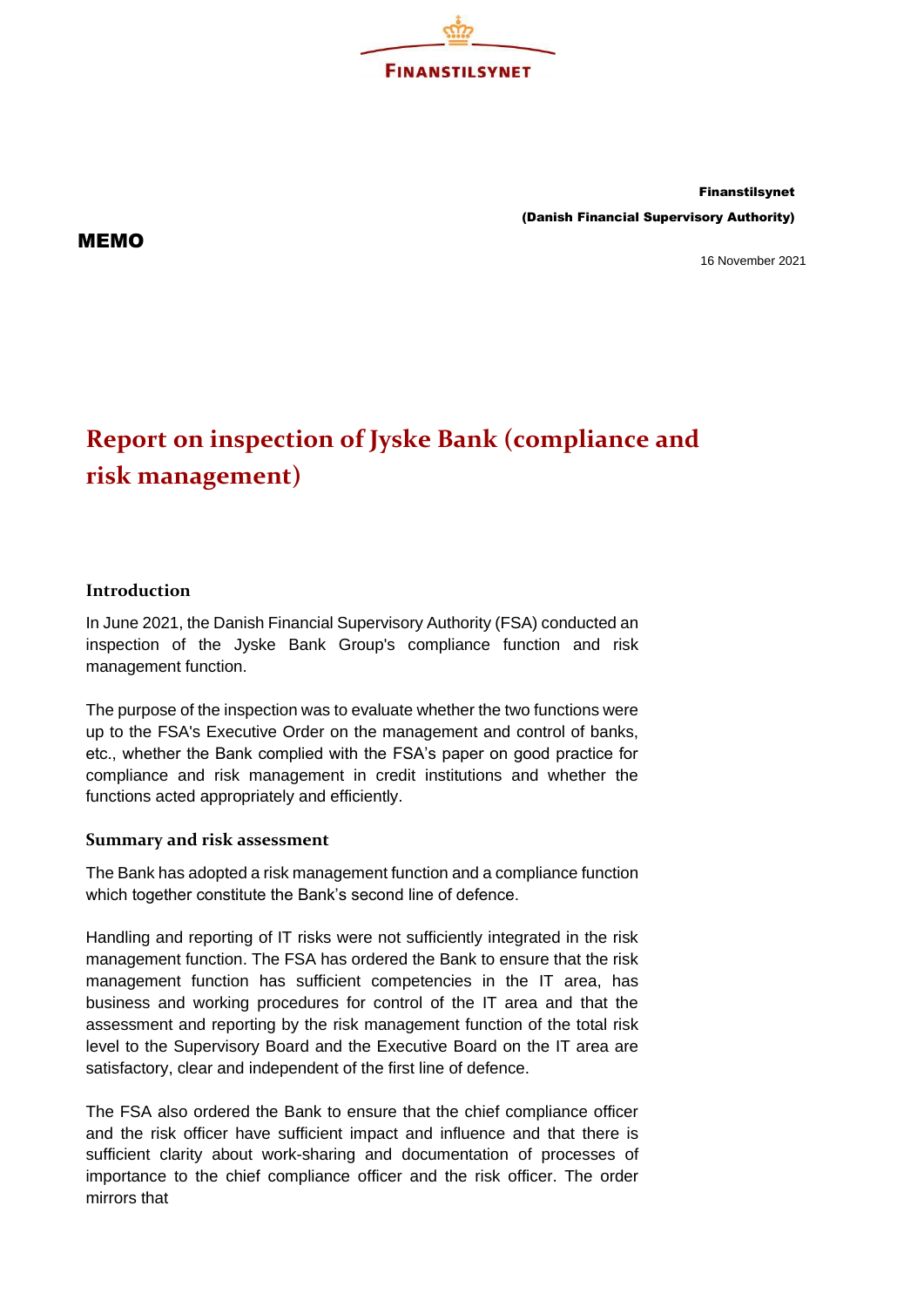FINANSTILSYNET

**Finanstilsynet**

**(Danish Financial Supervisory Authority)**

**MEMO**

16 November 2021

# Report on inspection of Jyske Bank (compliance and risk management)

## Introduction

In June 2021, the Danish Financial Supervisory Authority (FSA) conducted an inspection of the Jyske Bank Group's compliance function and risk management function.

The purpose of the inspection was to evaluate whether the two functions were up to the FSA's Executive Order on the management and control of banks, etc., whether the Bank complied with the FSA's paper on good practice for compliance and risk management in credit institutions and whether the functions acted appropriately and efficiently.

## Summary and risk assessment

The Bank has adopted a risk management function and a compliance function which together constitute the Bank's second line of defence.

Handling and reporting of IT risks were not sufficiently integrated in the risk management function. The FSA has ordered the Bank to ensure that the risk management function has sufficient competencies in the IT area, has business and working procedures for control of the IT area and that the assessment and reporting by the risk management function of the total risk level to the Supervisory Board and the Executive Board on the IT area are satisfactory, clear and independent of the first line of defence.

The FSA also ordered the Bank to ensure that the chief compliance officer and the risk officer have sufficient impact and influence and that there is sufficient clarity about work-sharing and documentation of processes of importance to the chief compliance officer and the risk officer. The order mirrors that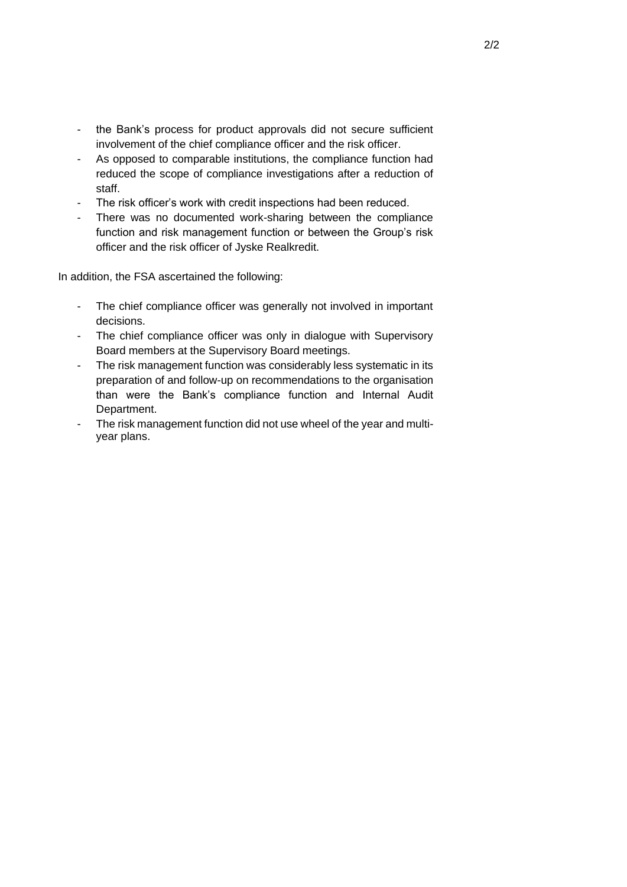- the Bank's process for product approvals did not secure sufficient involvement of the chief compliance officer and the risk officer.
- As opposed to comparable institutions, the compliance function had reduced the scope of compliance investigations after a reduction of staff.
- The risk officer's work with credit inspections had been reduced.
- There was no documented work-sharing between the compliance function and risk management function or between the Group's risk officer and the risk officer of Jyske Realkredit.

In addition, the FSA ascertained the following:

- The chief compliance officer was generally not involved in important decisions.
- The chief compliance officer was only in dialogue with Supervisory Board members at the Supervisory Board meetings.
- The risk management function was considerably less systematic in its preparation of and follow-up on recommendations to the organisation than were the Bank's compliance function and Internal Audit Department.
- The risk management function did not use wheel of the year and multi-year plans.